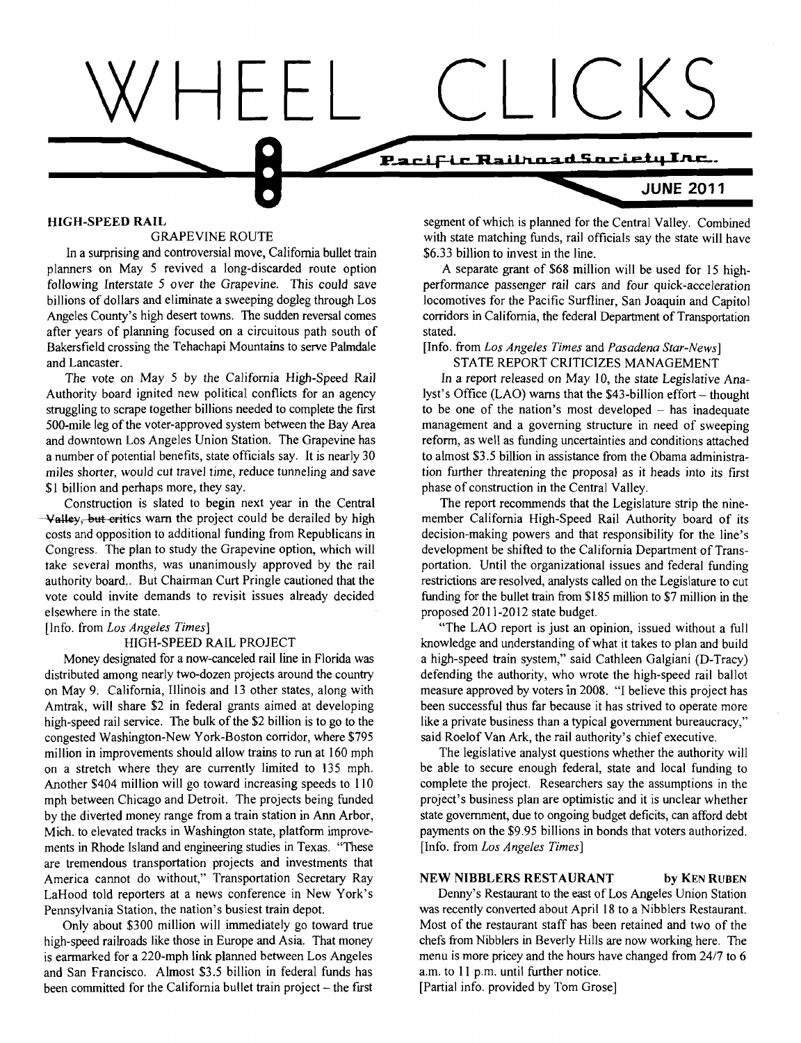# WHEEL CLICKS

Pacific Railroad Society Inc.

**JUNE 2011**

## HIGH-SPEED RAIL

### GRAPEVINE ROUTE

In a surprising and controversial move, California bullet train planners on May 5 revived a long-discarded route option following Interstate 5 over the Grapevine. This could save billions of dollars and eliminate a sweeping dogleg through Los Angeles County's high desert towns. The sudden reversal comes after years of planning focused on a circuitous path south of Bakersfield crossing the Tehachapi Mountains to serve Palmdale and Lancaster.

The vote on May 5 by the California High-Speed Rail Authority board ignited new political conflicts for an agency struggling to scrape together billions needed to complete the first 500-mile leg of the voter-approved system between the Bay Area and downtown Los Angeles Union Station. The Grapevine has a number of potential benefits, state officials say. It is nearly 30 miles shorter, would cut travel time, reduce tunneling and save $1 billion and perhaps more, they say.

Construction is slated to begin next year in the Central Valley, but critics warn the project could be derailed by high costs and opposition to additional funding from Republicans in Congress. The plan to study the Grapevine option, which will take several months, was unanimously approved by the rail authority board.. But Chairman Curt Pringle cautioned that the vote could invite demands to revisit issues already decided elsewhere in the state.

[Info. from *Los Angeles Times*]

### HIGH-SPEED RAIL PROJECT

Money designated for a now-canceled rail line in Florida was distributed among nearly two-dozen projects around the country on May 9. California, Illinois and 13 other states, along with Amtrak, will share $2 in federal grants aimed at developing high-speed rail service. The bulk of the $2 billion is to go to the congested Washington-New York-Boston corridor, where $795 million in improvements should allow trains to run at 160 mph on a stretch where they are currently limited to 135 mph. Another $404 million will go toward increasing speeds to 110 mph between Chicago and Detroit. The projects being funded by the diverted money range from a train station in Ann Arbor, Mich. to elevated tracks in Washington state, platform improvements in Rhode Island and engineering studies in Texas. "These are tremendous transportation projects and investments that America cannot do without," Transportation Secretary Ray LaHood told reporters at a news conference in New York's Pennsylvania Station, the nation's busiest train depot.

Only about $300 million will immediately go toward true high-speed railroads like those in Europe and Asia. That money is earmarked for a 220-mph link planned between Los Angeles and San Francisco. Almost $3.5 billion in federal funds has been committed for the California bullet train project – the first segment of which is planned for the Central Valley. Combined with state matching funds, rail officials say the state will have $6.33 billion to invest in the line.

A separate grant of $68 million will be used for 15 high-performance passenger rail cars and four quick-acceleration locomotives for the Pacific Surfliner, San Joaquin and Capitol corridors in California, the federal Department of Transportation stated.

[Info. from *Los Angeles Times* and *Pasadena Star-News*]

### STATE REPORT CRITICIZES MANAGEMENT

In a report released on May 10, the state Legislative Analyst's Office (LAO) warns that the $43-billion effort – thought to be one of the nation's most developed – has inadequate management and a governing structure in need of sweeping reform, as well as funding uncertainties and conditions attached to almost $3.5 billion in assistance from the Obama administration further threatening the proposal as it heads into its first phase of construction in the Central Valley.

The report recommends that the Legislature strip the nine-member California High-Speed Rail Authority board of its decision-making powers and that responsibility for the line's development be shifted to the California Department of Transportation. Until the organizational issues and federal funding restrictions are resolved, analysts called on the Legislature to cut funding for the bullet train from $185 million to $7 million in the proposed 2011-2012 state budget.

"The LAO report is just an opinion, issued without a full knowledge and understanding of what it takes to plan and build a high-speed train system," said Cathleen Galgiani (D-Tracy) defending the authority, who wrote the high-speed rail ballot measure approved by voters in 2008. "I believe this project has been successful thus far because it has strived to operate more like a private business than a typical government bureaucracy," said Roelof Van Ark, the rail authority's chief executive.

The legislative analyst questions whether the authority will be able to secure enough federal, state and local funding to complete the project. Researchers say the assumptions in the project's business plan are optimistic and it is unclear whether state government, due to ongoing budget deficits, can afford debt payments on the $9.95 billions in bonds that voters authorized.

[Info. from *Los Angeles Times*]

## NEW NIBBLERS RESTAURANT

by **KEN RUBEN**

Denny's Restaurant to the east of Los Angeles Union Station was recently converted about April 18 to a Nibblers Restaurant. Most of the restaurant staff has been retained and two of the chefs from Nibblers in Beverly Hills are now working here. The menu is more pricey and the hours have changed from 24/7 to 6 a.m. to 11 p.m. until further notice.

[Partial info. provided by Tom Grose]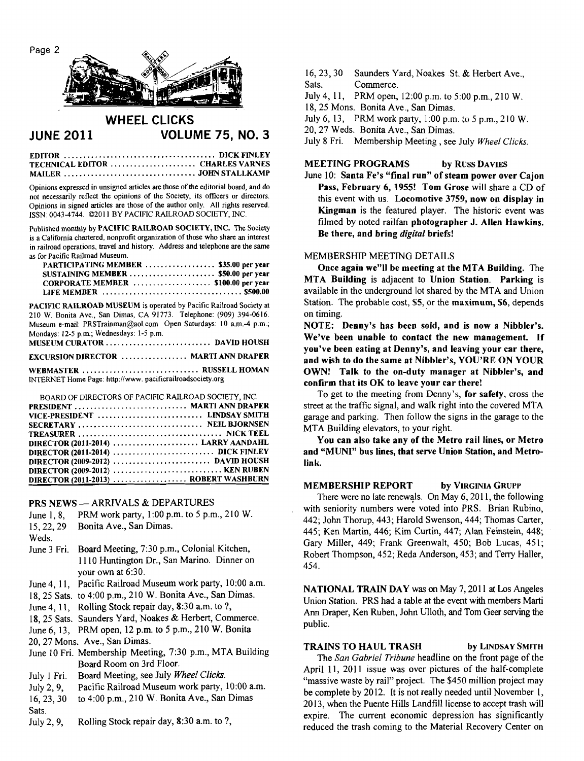# WHEEL CLICKS

**JUNE 2011 — VOLUME 75, NO. 3**

EDITOR .................................... DICK FINLEY
TECHNICAL EDITOR .................... CHARLES VARNES
MAILER .................................... JOHN STALLKAMP

Opinions expressed in unsigned articles are those of the editorial board, and do not necessarily reflect the opinions of the Society, its officers or directors. Opinions in signed articles are those of the author only. All rights reserved. ISSN 0043-4744. ©2011 BY PACIFIC RAILROAD SOCIETY, INC.

Published monthly by **PACIFIC RAILROAD SOCIETY, INC.** The Society is a California chartered, nonprofit organization of those who share an interest in railroad operations, travel and history. Address and telephone are the same as for Pacific Railroad Museum.

PARTICIPATING MEMBER ................. $35.00 per year
SUSTAINING MEMBER .................... $50.00 per year
CORPORATE MEMBER ................... $100.00 per year
LIFE MEMBER ................................. $500.00

**PACIFIC RAILROAD MUSEUM** is operated by Pacific Railroad Society at 210 W. Bonita Ave., San Dimas, CA 91773. Telephone: (909) 394-0616. Museum e-mail: PRSTrainman@aol.com Open Saturdays: 10 a.m.-4 p.m.; Mondays: 12-5 p.m.; Wednesdays: 1-5 p.m.

MUSEUM CURATOR .......................... DAVID HOUSH

EXCURSION DIRECTOR ................ MARTI ANN DRAPER

WEBMASTER ............................ RUSSELL HOMAN

INTERNET Home Page: http://www. pacificrailroadsociety.org

BOARD OF DIRECTORS OF PACIFIC RAILROAD SOCIETY, INC.

PRESIDENT ............................ MARTI ANN DRAPER
VICE-PRESIDENT ........................... LINDSAY SMITH
SECRETARY ................................ NEIL BJORNSEN
TREASURER ..................................... NICK TEEL
DIRECTOR (2011-2014) ....................... LARRY AANDAHL
DIRECTOR (2011-2014) ......................... DICK FINLEY
DIRECTOR (2009-2012) ......................... DAVID HOUSH
DIRECTOR (2009-2012) ........................... KEN RUBEN
DIRECTOR (2011-2013) ................... ROBERT WASHBURN

## PRS NEWS — ARRIVALS & DEPARTURES

- June 1, 8, 15, 22, 29 Weds. — PRM work party, 1:00 p.m. to 5 p.m., 210 W. Bonita Ave., San Dimas.
- June 3 Fri. — Board Meeting, 7:30 p.m., Colonial Kitchen, 1110 Huntington Dr., San Marino. Dinner on your own at 6:30.
- June 4, 11, 18, 25 Sats. — Pacific Railroad Museum work party, 10:00 a.m. to 4:00 p.m., 210 W. Bonita Ave., San Dimas.
- June 4, 11, 18, 25 Sats. — Rolling Stock repair day, 8:30 a.m. to ?, Saunders Yard, Noakes & Herbert, Commerce.
- June 6, 13, 20, 27 Mons. — PRM open, 12 p.m. to 5 p.m., 210 W. Bonita Ave., San Dimas.
- June 10 Fri. — Membership Meeting, 7:30 p.m., MTA Building Board Room on 3rd Floor.
- July 1 Fri. — Board Meeting, see July *Wheel Clicks*.
- July 2, 9, 16, 23, 30 Sats. — Pacific Railroad Museum work party, 10:00 a.m. to 4:00 p.m., 210 W. Bonita Ave., San Dimas
- July 2, 9, 16, 23, 30 Sats. — Rolling Stock repair day, 8:30 a.m. to ?, Saunders Yard, Noakes St. & Herbert Ave., Commerce.
- July 4, 11, 18, 25 Mons. — PRM open, 12:00 p.m. to 5:00 p.m., 210 W. Bonita Ave., San Dimas.
- July 6, 13, 20, 27 Weds. — PRM work party, 1:00 p.m. to 5 p.m., 210 W. Bonita Ave., San Dimas.
- July 8 Fri. — Membership Meeting, see July *Wheel Clicks*.

## MEETING PROGRAMS — by RUSS DAVIES

June 10: **Santa Fe's "final run" of steam power over Cajon Pass, February 6, 1955! Tom Grose** will share a CD of this event with us. **Locomotive 3759, now on display in Kingman** is the featured player. The historic event was filmed by noted railfan **photographer J. Allen Hawkins. Be there, and bring *digital* briefs!**

## MEMBERSHIP MEETING DETAILS

**Once again we"ll be meeting at the MTA Building.** The **MTA Building** is adjacent to **Union Station. Parking** is available in the underground lot shared by the MTA and Union Station. The probable cost, $5, or the **maximum,** $6, depends on timing.

**NOTE: Denny's has been sold, and is now a Nibbler's. We've been unable to contact the new management. If you've been eating at Denny's, and leaving your car there, and wish to do the same at Nibbler's, YOU'RE ON YOUR OWN! Talk to the on-duty manager at Nibbler's, and confirm that its OK to leave your car there!**

To get to the meeting from Denny's, **for safety**, cross the street at the traffic signal, and walk right into the covered MTA garage and parking. Then follow the signs in the garage to the MTA Building elevators, to your right.

**You can also take any of the Metro rail lines, or Metro and "MUNI" bus lines, that serve Union Station, and Metrolink.**

## MEMBERSHIP REPORT — by VIRGINIA GRUPP

There were no late renewals. On May 6, 2011, the following with seniority numbers were voted into PRS. Brian Rubino, 442; John Thorup, 443; Harold Swenson, 444; Thomas Carter, 445; Ken Martin, 446; Kim Curtin, 447; Alan Feinstein, 448; Gary Miller, 449; Frank Greenwalt, 450; Bob Lucas, 451; Robert Thompson, 452; Reda Anderson, 453; and Terry Haller, 454.

**NATIONAL TRAIN DAY** was on May 7, 2011 at Los Angeles Union Station. PRS had a table at the event with members Marti Ann Draper, Ken Ruben, John Ulloth, and Tom Geer serving the public.

## TRAINS TO HAUL TRASH — by LINDSAY SMITH

The *San Gabriel Tribune* headline on the front page of the April 11, 2011 issue was over pictures of the half-complete "massive waste by rail" project. The $450 million project may be complete by 2012. It is not really needed until November 1, 2013, when the Puente Hills Landfill license to accept trash will expire. The current economic depression has significantly reduced the trash coming to the Material Recovery Center on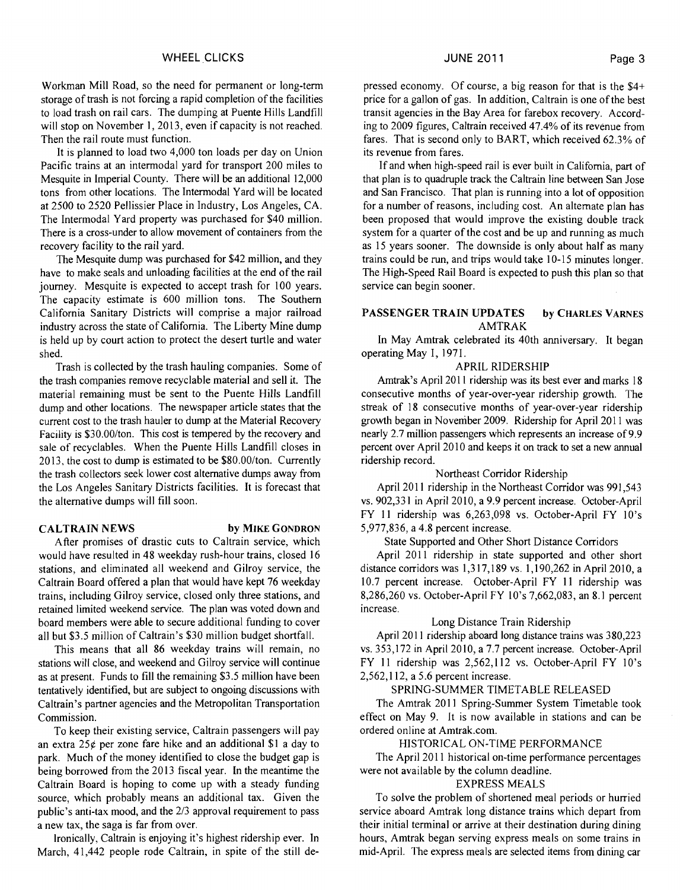Workman Mill Road, so the need for permanent or long-term storage of trash is not forcing a rapid completion of the facilities to load trash on rail cars. The dumping at Puente Hills Landfill will stop on November 1, 2013, even if capacity is not reached. Then the rail route must function.

It is planned to load two 4,000 ton loads per day on Union Pacific trains at an intermodal yard for transport 200 miles to Mesquite in Imperial County. There will be an additional 12,000 tons from other locations. The Intermodal Yard will be located at 2500 to 2520 Pellissier Place in Industry, Los Angeles, CA. The Intermodal Yard property was purchased for $40 million. There is a cross-under to allow movement of containers from the recovery facility to the rail yard.

The Mesquite dump was purchased for $42 million, and they have to make seals and unloading facilities at the end of the rail journey. Mesquite is expected to accept trash for 100 years. The capacity estimate is 600 million tons. The Southern California Sanitary Districts will comprise a major railroad industry across the state of California. The Liberty Mine dump is held up by court action to protect the desert turtle and water shed.

Trash is collected by the trash hauling companies. Some of the trash companies remove recyclable material and sell it. The material remaining must be sent to the Puente Hills Landfill dump and other locations. The newspaper article states that the current cost to the trash hauler to dump at the Material Recovery Facility is $30.00/ton. This cost is tempered by the recovery and sale of recyclables. When the Puente Hills Landfill closes in 2013, the cost to dump is estimated to be $80.00/ton. Currently the trash collectors seek lower cost alternative dumps away from the Los Angeles Sanitary Districts facilities. It is forecast that the alternative dumps will fill soon.

## CALTRAIN NEWS — by MIKE GONDRON

After promises of drastic cuts to Caltrain service, which would have resulted in 48 weekday rush-hour trains, closed 16 stations, and eliminated all weekend and Gilroy service, the Caltrain Board offered a plan that would have kept 76 weekday trains, including Gilroy service, closed only three stations, and retained limited weekend service. The plan was voted down and board members were able to secure additional funding to cover all but $3.5 million of Caltrain's $30 million budget shortfall.

This means that all 86 weekday trains will remain, no stations will close, and weekend and Gilroy service will continue as at present. Funds to fill the remaining $3.5 million have been tentatively identified, but are subject to ongoing discussions with Caltrain's partner agencies and the Metropolitan Transportation Commission.

To keep their existing service, Caltrain passengers will pay an extra 25¢ per zone fare hike and an additional $1 a day to park. Much of the money identified to close the budget gap is being borrowed from the 2013 fiscal year. In the meantime the Caltrain Board is hoping to come up with a steady funding source, which probably means an additional tax. Given the public's anti-tax mood, and the 2/3 approval requirement to pass a new tax, the saga is far from over.

Ironically, Caltrain is enjoying it's highest ridership ever. In March, 41,442 people rode Caltrain, in spite of the still depressed economy. Of course, a big reason for that is the $4+ price for a gallon of gas. In addition, Caltrain is one of the best transit agencies in the Bay Area for farebox recovery. According to 2009 figures, Caltrain received 47.4% of its revenue from fares. That is second only to BART, which received 62.3% of its revenue from fares.

If and when high-speed rail is ever built in California, part of that plan is to quadruple track the Caltrain line between San Jose and San Francisco. That plan is running into a lot of opposition for a number of reasons, including cost. An alternate plan has been proposed that would improve the existing double track system for a quarter of the cost and be up and running as much as 15 years sooner. The downside is only about half as many trains could be run, and trips would take 10-15 minutes longer. The High-Speed Rail Board is expected to push this plan so that service can begin sooner.

## PASSENGER TRAIN UPDATES — by CHARLES VARNES

### AMTRAK

In May Amtrak celebrated its 40th anniversary. It began operating May 1, 1971.

### APRIL RIDERSHIP

Amtrak's April 2011 ridership was its best ever and marks 18 consecutive months of year-over-year ridership growth. The streak of 18 consecutive months of year-over-year ridership growth began in November 2009. Ridership for April 2011 was nearly 2.7 million passengers which represents an increase of 9.9 percent over April 2010 and keeps it on track to set a new annual ridership record.

#### Northeast Corridor Ridership

April 2011 ridership in the Northeast Corridor was 991,543 vs. 902,331 in April 2010, a 9.9 percent increase. October-April FY 11 ridership was 6,263,098 vs. October-April FY 10's 5,977,836, a 4.8 percent increase.

#### State Supported and Other Short Distance Corridors

April 2011 ridership in state supported and other short distance corridors was 1,317,189 vs. 1,190,262 in April 2010, a 10.7 percent increase. October-April FY 11 ridership was 8,286,260 vs. October-April FY 10's 7,662,083, an 8.1 percent increase.

#### Long Distance Train Ridership

April 2011 ridership aboard long distance trains was 380,223 vs. 353,172 in April 2010, a 7.7 percent increase. October-April FY 11 ridership was 2,562,112 vs. October-April FY 10's 2,562,112, a 5.6 percent increase.

### SPRING-SUMMER TIMETABLE RELEASED

The Amtrak 2011 Spring-Summer System Timetable took effect on May 9. It is now available in stations and can be ordered online at Amtrak.com.

### HISTORICAL ON-TIME PERFORMANCE

The April 2011 historical on-time performance percentages were not available by the column deadline.

### EXPRESS MEALS

To solve the problem of shortened meal periods or hurried service aboard Amtrak long distance trains which depart from their initial terminal or arrive at their destination during dining hours, Amtrak began serving express meals on some trains in mid-April. The express meals are selected items from dining car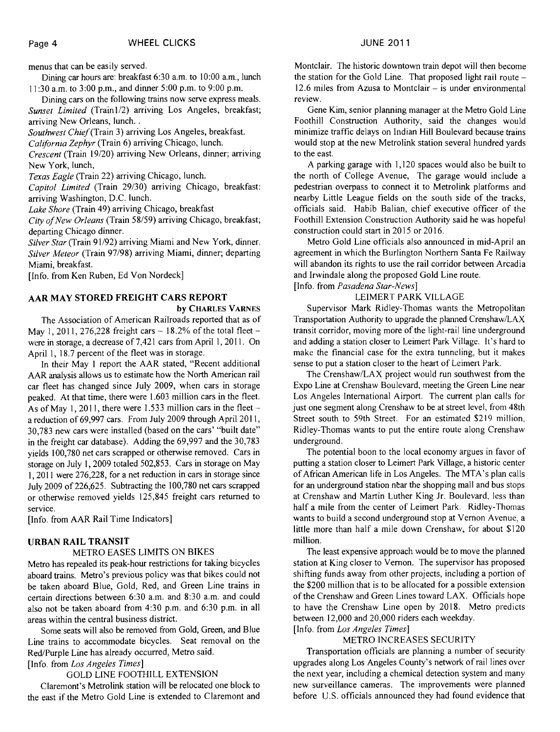menus that can be easily served.

Dining car hours are: breakfast 6:30 a.m. to 10:00 a.m., lunch 11:30 a.m. to 3:00 p.m., and dinner 5:00 p.m. to 9:00 p.m.

Dining cars on the following trains now serve express meals.
*Sunset Limited* (Train1/2) arriving Los Angeles, breakfast; arriving New Orleans, lunch. .
*Southwest Chief* (Train 3) arriving Los Angeles, breakfast.
*California Zephyr* (Train 6) arriving Chicago, lunch.
*Crescent* (Train 19/20) arriving New Orleans, dinner; arriving New York, lunch,
*Texas Eagle* (Train 22) arriving Chicago, lunch.
*Capitol Limited* (Train 29/30) arriving Chicago, breakfast: arriving Washington, D.C. lunch.
*Lake Shore* (Train 49) arriving Chicago, breakfast
*City of New Orleans* (Train 58/59) arriving Chicago, breakfast; departing Chicago dinner.
*Silver Star* (Train 91/92) arriving Miami and New York, dinner.
*Silver Meteor* (Train 97/98) arriving Miami, dinner; departing Miami, breakfast.
[Info. from Ken Ruben, Ed Von Nordeck]

## AAR MAY STORED FREIGHT CARS REPORT

**by Charles Varnes**

The Association of American Railroads reported that as of May 1, 2011, 276,228 freight cars – 18.2% of the total fleet – were in storage, a decrease of 7,421 cars from April 1, 2011. On April 1, 18.7 percent of the fleet was in storage.

In their May 1 report the AAR stated, "Recent additional AAR analysis allows us to estimate how the North American rail car fleet has changed since July 2009, when cars in storage peaked. At that time, there were 1.603 million cars in the fleet. As of May 1, 2011, there were 1.533 million cars in the fleet – a reduction of 69,997 cars. From July 2009 through April 2011, 30,783 new cars were installed (based on the cars' "built date" in the freight car database). Adding the 69,997 and the 30,783 yields 100,780 net cars scrapped or otherwise removed. Cars in storage on July 1, 2009 totaled 502,853. Cars in storage on May 1, 2011 were 276,228, for a net reduction in cars in storage since July 2009 of 226,625. Subtracting the 100,780 net cars scrapped or otherwise removed yields 125,845 freight cars returned to service.
[Info. from AAR Rail Time Indicators]

## URBAN RAIL TRANSIT

### METRO EASES LIMITS ON BIKES

Metro has repealed its peak-hour restrictions for taking bicycles aboard trains. Metro's previous policy was that bikes could not be taken aboard Blue, Gold, Red, and Green Line trains in certain directions between 6:30 a.m. and 8:30 a.m. and could also not be taken aboard from 4:30 p.m. and 6:30 p.m. in all areas within the central business district.

Some seats will also be removed from Gold, Green, and Blue Line trains to accommodate bicycles. Seat removal on the Red/Purple Line has already occurred, Metro said.
[Info. from *Los Angeles Times*]

### GOLD LINE FOOTHILL EXTENSION

Claremont's Metrolink station will be relocated one block to the east if the Metro Gold Line is extended to Claremont and Montclair. The historic downtown train depot will then become the station for the Gold Line. That proposed light rail route – 12.6 miles from Azusa to Montclair – is under environmental review.

Gene Kim, senior planning manager at the Metro Gold Line Foothill Construction Authority, said the changes would minimize traffic delays on Indian Hill Boulevard because trains would stop at the new Metrolink station several hundred yards to the east.

A parking garage with 1,120 spaces would also be built to the north of College Avenue, The garage would include a pedestrian overpass to connect it to Metrolink platforms and nearby Little League fields on the south side of the tracks, officials said. Habib Balian, chief executive officer of the Foothill Extension Construction Authority said he was hopeful construction could start in 2015 or 2016.

Metro Gold Line officials also announced in mid-April an agreement in which the Burlington Northern Santa Fe Railway will abandon its rights to use the rail corridor between Arcadia and Irwindale along the proposed Gold Line route.
[Info. from *Pasadena Star-News*]

### LEIMERT PARK VILLAGE

Supervisor Mark Ridley-Thomas wants the Metropolitan Transportation Authority to upgrade the planned Crenshaw/LAX transit corridor, moving more of the light-rail line underground and adding a station closer to Leimert Park Village. It's hard to make the financial case for the extra tunneling, but it makes sense to put a station closer to the heart of Leimert Park.

The Crenshaw/LAX project would run southwest from the Expo Line at Crenshaw Boulevard, meeting the Green Line near Los Angeles International Airport. The current plan calls for just one segment along Crenshaw to be at street level, from 48th Street south to 59th Street. For an estimated $219 million, Ridley-Thomas wants to put the entire route along Crenshaw underground.

The potential boon to the local economy argues in favor of putting a station closer to Leimert Park Village, a historic center of African American life in Los Angeles. The MTA's plan calls for an underground station near the shopping mall and bus stops at Crenshaw and Martin Luther King Jr. Boulevard, less than half a mile from the center of Leimert Park. Ridley-Thomas wants to build a second underground stop at Vernon Avenue, a little more than half a mile down Crenshaw, for about $120 million.

The least expensive approach would be to move the planned station at King closer to Vernon. The supervisor has proposed shifting funds away from other projects, including a portion of the $200 million that is to be allocated for a possible extension of the Crenshaw and Green Lines toward LAX. Officials hope to have the Crenshaw Line open by 2018. Metro predicts between 12,000 and 20,000 riders each weekday.
[Info. from *Los Angeles Times*]

### METRO INCREASES SECURITY

Transportation officials are planning a number of security upgrades along Los Angeles County's network of rail lines over the next year, including a chemical detection system and many new surveillance cameras. The improvements were planned before U.S. officials announced they had found evidence that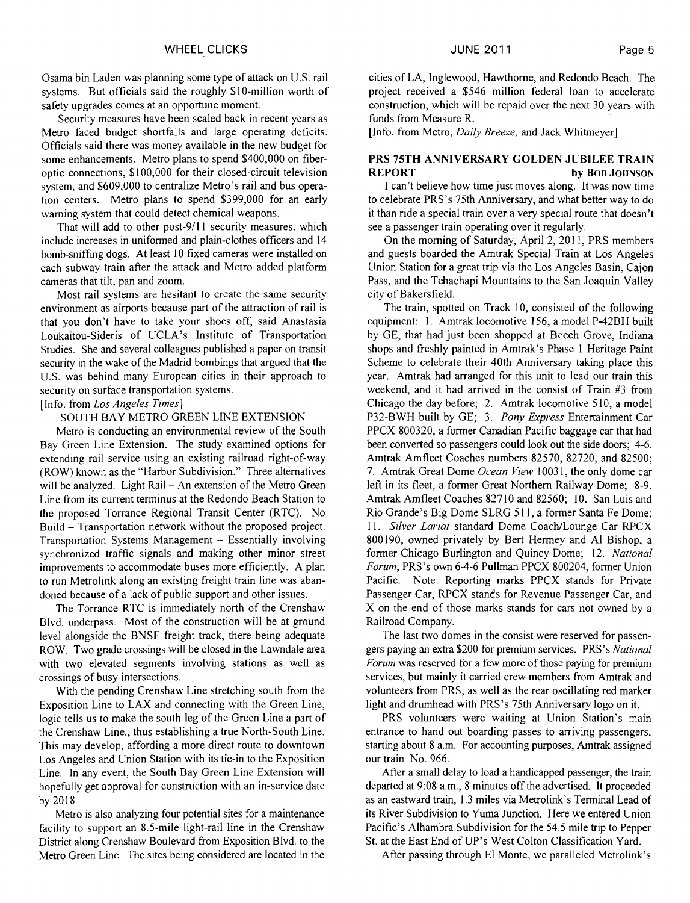Osama bin Laden was planning some type of attack on U.S. rail systems. But officials said the roughly $10-million worth of safety upgrades comes at an opportune moment.

Security measures have been scaled back in recent years as Metro faced budget shortfalls and large operating deficits. Officials said there was money available in the new budget for some enhancements. Metro plans to spend $400,000 on fiber-optic connections, $100,000 for their closed-circuit television system, and $609,000 to centralize Metro's rail and bus operation centers. Metro plans to spend $399,000 for an early warning system that could detect chemical weapons.

That will add to other post-9/11 security measures. which include increases in uniformed and plain-clothes officers and 14 bomb-sniffing dogs. At least 10 fixed cameras were installed on each subway train after the attack and Metro added platform cameras that tilt, pan and zoom.

Most rail systems are hesitant to create the same security environment as airports because part of the attraction of rail is that you don't have to take your shoes off, said Anastasia Loukaitou-Sideris of UCLA's Institute of Transportation Studies. She and several colleagues published a paper on transit security in the wake of the Madrid bombings that argued that the U.S. was behind many European cities in their approach to security on surface transportation systems.

[Info. from *Los Angeles Times*]

SOUTH BAY METRO GREEN LINE EXTENSION

Metro is conducting an environmental review of the South Bay Green Line Extension. The study examined options for extending rail service using an existing railroad right-of-way (ROW) known as the "Harbor Subdivision." Three alternatives will be analyzed. Light Rail – An extension of the Metro Green Line from its current terminus at the Redondo Beach Station to the proposed Torrance Regional Transit Center (RTC). No Build – Transportation network without the proposed project. Transportation Systems Management – Essentially involving synchronized traffic signals and making other minor street improvements to accommodate buses more efficiently. A plan to run Metrolink along an existing freight train line was abandoned because of a lack of public support and other issues.

The Torrance RTC is immediately north of the Crenshaw Blvd. underpass. Most of the construction will be at ground level alongside the BNSF freight track, there being adequate ROW. Two grade crossings will be closed in the Lawndale area with two elevated segments involving stations as well as crossings of busy intersections.

With the pending Crenshaw Line stretching south from the Exposition Line to LAX and connecting with the Green Line, logic tells us to make the south leg of the Green Line a part of the Crenshaw Line., thus establishing a true North-South Line. This may develop, affording a more direct route to downtown Los Angeles and Union Station with its tie-in to the Exposition Line. In any event, the South Bay Green Line Extension will hopefully get approval for construction with an in-service date by 2018

Metro is also analyzing four potential sites for a maintenance facility to support an 8.5-mile light-rail line in the Crenshaw District along Crenshaw Boulevard from Exposition Blvd. to the Metro Green Line. The sites being considered are located in the cities of LA, Inglewood, Hawthorne, and Redondo Beach. The project received a $546 million federal loan to accelerate construction, which will be repaid over the next 30 years with funds from Measure R.

[Info. from Metro, *Daily Breeze*, and Jack Whitmeyer]

## PRS 75TH ANNIVERSARY GOLDEN JUBILEE TRAIN REPORT

**by Bob Johnson**

I can't believe how time just moves along. It was now time to celebrate PRS's 75th Anniversary, and what better way to do it than ride a special train over a very special route that doesn't see a passenger train operating over it regularly.

On the morning of Saturday, April 2, 2011, PRS members and guests boarded the Amtrak Special Train at Los Angeles Union Station for a great trip via the Los Angeles Basin, Cajon Pass, and the Tehachapi Mountains to the San Joaquin Valley city of Bakersfield.

The train, spotted on Track 10, consisted of the following equipment: 1. Amtrak locomotive 156, a model P-42BH built by GE, that had just been shopped at Beech Grove, Indiana shops and freshly painted in Amtrak's Phase 1 Heritage Paint Scheme to celebrate their 40th Anniversary taking place this year. Amtrak had arranged for this unit to lead our train this weekend, and it had arrived in the consist of Train #3 from Chicago the day before; 2. Amtrak locomotive 510, a model P32-BWH built by GE; 3. *Pony Express* Entertainment Car PPCX 800320, a former Canadian Pacific baggage car that had been converted so passengers could look out the side doors; 4-6. Amtrak Amfleet Coaches numbers 82570, 82720, and 82500; 7. Amtrak Great Dome *Ocean View* 10031, the only dome car left in its fleet, a former Great Northern Railway Dome; 8-9. Amtrak Amfleet Coaches 82710 and 82560; 10. San Luis and Rio Grande's Big Dome SLRG 511, a former Santa Fe Dome; 11. *Silver Lariat* standard Dome Coach/Lounge Car RPCX 800190, owned privately by Bert Hermey and Al Bishop, a former Chicago Burlington and Quincy Dome; 12. *National Forum*, PRS's own 6-4-6 Pullman PPCX 800204, former Union Pacific. Note: Reporting marks PPCX stands for Private Passenger Car, RPCX stands for Revenue Passenger Car, and X on the end of those marks stands for cars not owned by a Railroad Company.

The last two domes in the consist were reserved for passengers paying an extra $200 for premium services. PRS's *National Forum* was reserved for a few more of those paying for premium services, but mainly it carried crew members from Amtrak and volunteers from PRS, as well as the rear oscillating red marker light and drumhead with PRS's 75th Anniversary logo on it.

PRS volunteers were waiting at Union Station's main entrance to hand out boarding passes to arriving passengers, starting about 8 a.m. For accounting purposes, Amtrak assigned our train No. 966.

After a small delay to load a handicapped passenger, the train departed at 9:08 a.m., 8 minutes off the advertised. It proceeded as an eastward train, 1.3 miles via Metrolink's Terminal Lead of its River Subdivision to Yuma Junction. Here we entered Union Pacific's Alhambra Subdivision for the 54.5 mile trip to Pepper St. at the East End of UP's West Colton Classification Yard.

After passing through El Monte, we paralleled Metrolink's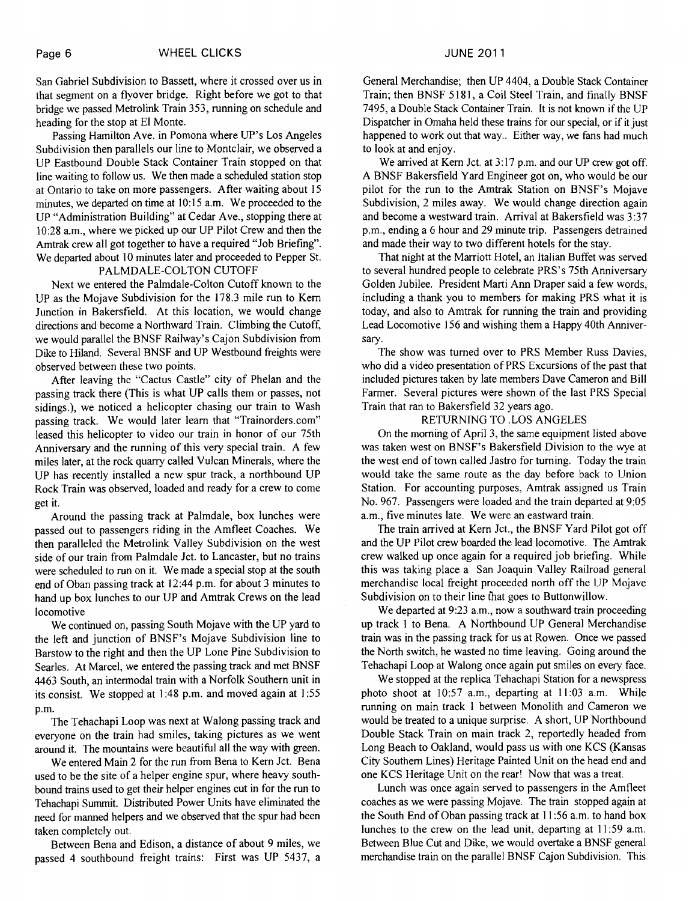San Gabriel Subdivision to Bassett, where it crossed over us in that segment on a flyover bridge. Right before we got to that bridge we passed Metrolink Train 353, running on schedule and heading for the stop at El Monte.

Passing Hamilton Ave. in Pomona where UP's Los Angeles Subdivision then parallels our line to Montclair, we observed a UP Eastbound Double Stack Container Train stopped on that line waiting to follow us. We then made a scheduled station stop at Ontario to take on more passengers. After waiting about 15 minutes, we departed on time at 10:15 a.m. We proceeded to the UP "Administration Building" at Cedar Ave., stopping there at 10:28 a.m., where we picked up our UP Pilot Crew and then the Amtrak crew all got together to have a required "Job Briefing". We departed about 10 minutes later and proceeded to Pepper St.

## PALMDALE-COLTON CUTOFF

Next we entered the Palmdale-Colton Cutoff known to the UP as the Mojave Subdivision for the 178.3 mile run to Kern Junction in Bakersfield. At this location, we would change directions and become a Northward Train. Climbing the Cutoff, we would parallel the BNSF Railway's Cajon Subdivision from Dike to Hiland. Several BNSF and UP Westbound freights were observed between these two points.

After leaving the "Cactus Castle" city of Phelan and the passing track there (This is what UP calls them or passes, not sidings.), we noticed a helicopter chasing our train to Wash passing track. We would later learn that "Trainorders.com" leased this helicopter to video our train in honor of our 75th Anniversary and the running of this very special train. A few miles later, at the rock quarry called Vulcan Minerals, where the UP has recently installed a new spur track, a northbound UP Rock Train was observed, loaded and ready for a crew to come get it.

Around the passing track at Palmdale, box lunches were passed out to passengers riding in the Amfleet Coaches. We then paralleled the Metrolink Valley Subdivision on the west side of our train from Palmdale Jct. to Lancaster, but no trains were scheduled to run on it. We made a special stop at the south end of Oban passing track at 12:44 p.m. for about 3 minutes to hand up box lunches to our UP and Amtrak Crews on the lead locomotive

We continued on, passing South Mojave with the UP yard to the left and junction of BNSF's Mojave Subdivision line to Barstow to the right and then the UP Lone Pine Subdivision to Searles. At Marcel, we entered the passing track and met BNSF 4463 South, an intermodal train with a Norfolk Southern unit in its consist. We stopped at 1:48 p.m. and moved again at 1:55 p.m.

The Tehachapi Loop was next at Walong passing track and everyone on the train had smiles, taking pictures as we went around it. The mountains were beautiful all the way with green.

We entered Main 2 for the run from Bena to Kern Jct. Bena used to be the site of a helper engine spur, where heavy southbound trains used to get their helper engines cut in for the run to Tehachapi Summit. Distributed Power Units have eliminated the need for manned helpers and we observed that the spur had been taken completely out.

Between Bena and Edison, a distance of about 9 miles, we passed 4 southbound freight trains: First was UP 5437, a General Merchandise; then UP 4404, a Double Stack Container Train; then BNSF 5181, a Coil Steel Train, and finally BNSF 7495, a Double Stack Container Train. It is not known if the UP Dispatcher in Omaha held these trains for our special, or if it just happened to work out that way.. Either way, we fans had much to look at and enjoy.

We arrived at Kern Jct. at 3:17 p.m. and our UP crew got off. A BNSF Bakersfield Yard Engineer got on, who would be our pilot for the run to the Amtrak Station on BNSF's Mojave Subdivision, 2 miles away. We would change direction again and become a westward train. Arrival at Bakersfield was 3:37 p.m., ending a 6 hour and 29 minute trip. Passengers detrained and made their way to two different hotels for the stay.

That night at the Marriott Hotel, an Italian Buffet was served to several hundred people to celebrate PRS's 75th Anniversary Golden Jubilee. President Marti Ann Draper said a few words, including a thank you to members for making PRS what it is today, and also to Amtrak for running the train and providing Lead Locomotive 156 and wishing them a Happy 40th Anniversary.

The show was turned over to PRS Member Russ Davies, who did a video presentation of PRS Excursions of the past that included pictures taken by late members Dave Cameron and Bill Farmer. Several pictures were shown of the last PRS Special Train that ran to Bakersfield 32 years ago.

## RETURNING TO .LOS ANGELES

On the morning of April 3, the same equipment listed above was taken west on BNSF's Bakersfield Division to the wye at the west end of town called Jastro for turning. Today the train would take the same route as the day before back to Union Station. For accounting purposes, Amtrak assigned us Train No. 967. Passengers were loaded and the train departed at 9:05 a.m., five minutes late. We were an eastward train.

The train arrived at Kern Jct., the BNSF Yard Pilot got off and the UP Pilot crew boarded the lead locomotive. The Amtrak crew walked up once again for a required job briefing. While this was taking place a San Joaquin Valley Railroad general merchandise local freight proceeded north off the UP Mojave Subdivision on to their line that goes to Buttonwillow.

We departed at 9:23 a.m., now a southward train proceeding up track 1 to Bena. A Northbound UP General Merchandise train was in the passing track for us at Rowen. Once we passed the North switch, he wasted no time leaving. Going around the Tehachapi Loop at Walong once again put smiles on every face.

We stopped at the replica Tehachapi Station for a newspress photo shoot at 10:57 a.m., departing at 11:03 a.m. While running on main track 1 between Monolith and Cameron we would be treated to a unique surprise. A short, UP Northbound Double Stack Train on main track 2, reportedly headed from Long Beach to Oakland, would pass us with one KCS (Kansas City Southern Lines) Heritage Painted Unit on the head end and one KCS Heritage Unit on the rear! Now that was a treat.

Lunch was once again served to passengers in the Amfleet coaches as we were passing Mojave. The train stopped again at the South End of Oban passing track at 11:56 a.m. to hand box lunches to the crew on the lead unit, departing at 11:59 a.m. Between Blue Cut and Dike, we would overtake a BNSF general merchandise train on the parallel BNSF Cajon Subdivision. This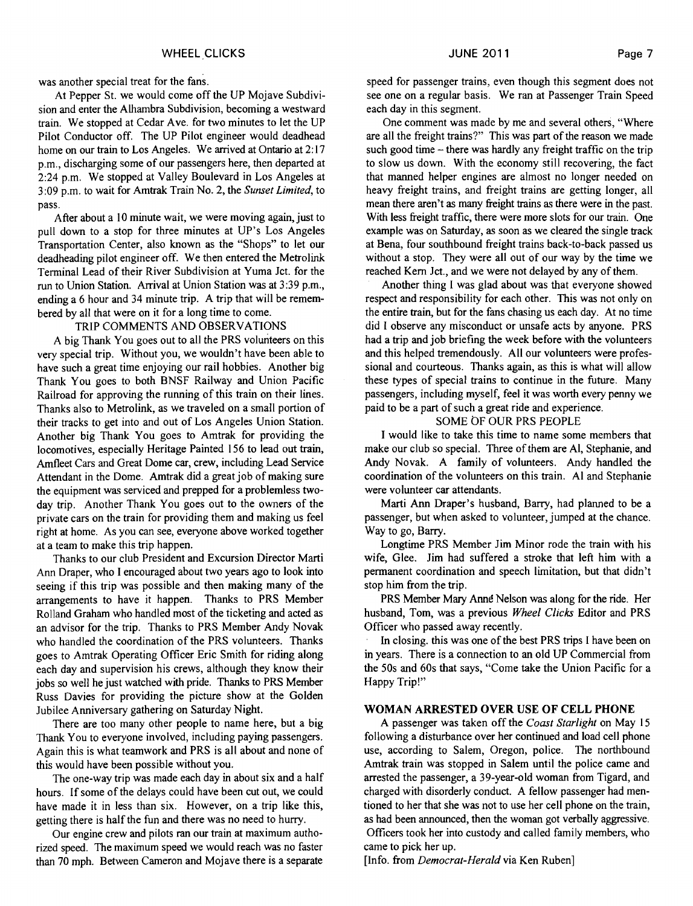was another special treat for the fans.

At Pepper St. we would come off the UP Mojave Subdivision and enter the Alhambra Subdivision, becoming a westward train. We stopped at Cedar Ave. for two minutes to let the UP Pilot Conductor off. The UP Pilot engineer would deadhead home on our train to Los Angeles. We arrived at Ontario at 2:17 p.m., discharging some of our passengers here, then departed at 2:24 p.m. We stopped at Valley Boulevard in Los Angeles at 3:09 p.m. to wait for Amtrak Train No. 2, the *Sunset Limited*, to pass.

After about a 10 minute wait, we were moving again, just to pull down to a stop for three minutes at UP's Los Angeles Transportation Center, also known as the "Shops" to let our deadheading pilot engineer off. We then entered the Metrolink Terminal Lead of their River Subdivision at Yuma Jct. for the run to Union Station. Arrival at Union Station was at 3:39 p.m., ending a 6 hour and 34 minute trip. A trip that will be remembered by all that were on it for a long time to come.

## TRIP COMMENTS AND OBSERVATIONS

A big Thank You goes out to all the PRS volunteers on this very special trip. Without you, we wouldn't have been able to have such a great time enjoying our rail hobbies. Another big Thank You goes to both BNSF Railway and Union Pacific Railroad for approving the running of this train on their lines. Thanks also to Metrolink, as we traveled on a small portion of their tracks to get into and out of Los Angeles Union Station. Another big Thank You goes to Amtrak for providing the locomotives, especially Heritage Painted 156 to lead out train, Amfleet Cars and Great Dome car, crew, including Lead Service Attendant in the Dome. Amtrak did a great job of making sure the equipment was serviced and prepped for a problemless two-day trip. Another Thank You goes out to the owners of the private cars on the train for providing them and making us feel right at home. As you can see, everyone above worked together at a team to make this trip happen.

Thanks to our club President and Excursion Director Marti Ann Draper, who I encouraged about two years ago to look into seeing if this trip was possible and then making many of the arrangements to have it happen. Thanks to PRS Member Rolland Graham who handled most of the ticketing and acted as an advisor for the trip. Thanks to PRS Member Andy Novak who handled the coordination of the PRS volunteers. Thanks goes to Amtrak Operating Officer Eric Smith for riding along each day and supervision his crews, although they know their jobs so well he just watched with pride. Thanks to PRS Member Russ Davies for providing the picture show at the Golden Jubilee Anniversary gathering on Saturday Night.

There are too many other people to name here, but a big Thank You to everyone involved, including paying passengers. Again this is what teamwork and PRS is all about and none of this would have been possible without you.

The one-way trip was made each day in about six and a half hours. If some of the delays could have been cut out, we could have made it in less than six. However, on a trip like this, getting there is half the fun and there was no need to hurry.

Our engine crew and pilots ran our train at maximum authorized speed. The maximum speed we would reach was no faster than 70 mph. Between Cameron and Mojave there is a separate speed for passenger trains, even though this segment does not see one on a regular basis. We ran at Passenger Train Speed each day in this segment.

One comment was made by me and several others, "Where are all the freight trains?" This was part of the reason we made such good time – there was hardly any freight traffic on the trip to slow us down. With the economy still recovering, the fact that manned helper engines are almost no longer needed on heavy freight trains, and freight trains are getting longer, all mean there aren't as many freight trains as there were in the past. With less freight traffic, there were more slots for our train. One example was on Saturday, as soon as we cleared the single track at Bena, four southbound freight trains back-to-back passed us without a stop. They were all out of our way by the time we reached Kern Jct., and we were not delayed by any of them.

Another thing I was glad about was that everyone showed respect and responsibility for each other. This was not only on the entire train, but for the fans chasing us each day. At no time did I observe any misconduct or unsafe acts by anyone. PRS had a trip and job briefing the week before with the volunteers and this helped tremendously. All our volunteers were professional and courteous. Thanks again, as this is what will allow these types of special trains to continue in the future. Many passengers, including myself, feel it was worth every penny we paid to be a part of such a great ride and experience.

## SOME OF OUR PRS PEOPLE

I would like to take this time to name some members that make our club so special. Three of them are Al, Stephanie, and Andy Novak. A family of volunteers. Andy handled the coordination of the volunteers on this train. Al and Stephanie were volunteer car attendants.

Marti Ann Draper's husband, Barry, had planned to be a passenger, but when asked to volunteer, jumped at the chance. Way to go, Barry.

Longtime PRS Member Jim Minor rode the train with his wife, Glee. Jim had suffered a stroke that left him with a permanent coordination and speech limitation, but that didn't stop him from the trip.

PRS Member Mary Anne Nelson was along for the ride. Her husband, Tom, was a previous *Wheel Clicks* Editor and PRS Officer who passed away recently.

In closing. this was one of the best PRS trips I have been on in years. There is a connection to an old UP Commercial from the 50s and 60s that says, "Come take the Union Pacific for a Happy Trip!"

## WOMAN ARRESTED OVER USE OF CELL PHONE

A passenger was taken off the *Coast Starlight* on May 15 following a disturbance over her continued and load cell phone use, according to Salem, Oregon, police. The northbound Amtrak train was stopped in Salem until the police came and arrested the passenger, a 39-year-old woman from Tigard, and charged with disorderly conduct. A fellow passenger had mentioned to her that she was not to use her cell phone on the train, as had been announced, then the woman got verbally aggressive. Officers took her into custody and called family members, who came to pick her up.

[Info. from *Democrat-Herald* via Ken Ruben]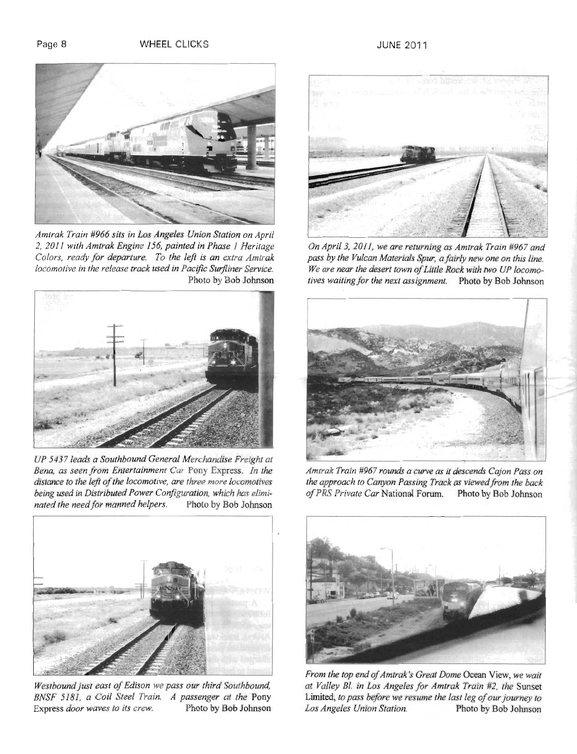*Amtrak Train #966 sits in Los Angeles Union Station on April 2, 2011 with Amtrak Engine 156, painted in Phase 1 Heritage Colors, ready for departure. To the left is an extra Amtrak locomotive in the release track used in Pacific Surfliner Service.* Photo by Bob Johnson

*UP 5437 leads a Southbound General Merchandise Freight at Bena, as seen from Entertainment Car* Pony Express. *In the distance to the left of the locomotive, are three more locomotives being used in Distributed Power Configuration, which has eliminated the need for manned helpers.* Photo by Bob Johnson

*Westbound just east of Edison we pass our third Southbound, BNSF 5181, a Coil Steel Train. A passenger at the* Pony Express *door waves to its crew.* Photo by Bob Johnson

*On April 3, 2011, we are returning as Amtrak Train #967 and pass by the Vulcan Materials Spur, a fairly new one on this line. We are near the desert town of Little Rock with two UP locomotives waiting for the next assignment.* Photo by Bob Johnson

*Amtrak Train #967 rounds a curve as it descends Cajon Pass on the approach to Canyon Passing Track as viewed from the back of PRS Private Car* National Forum. Photo by Bob Johnson

*From the top end of Amtrak's Great Dome* Ocean View, *we wait at Valley Bl. in Los Angeles for Amtrak Train #2, the* Sunset Limited, *to pass before we resume the last leg of our journey to Los Angeles Union Station.* Photo by Bob Johnson